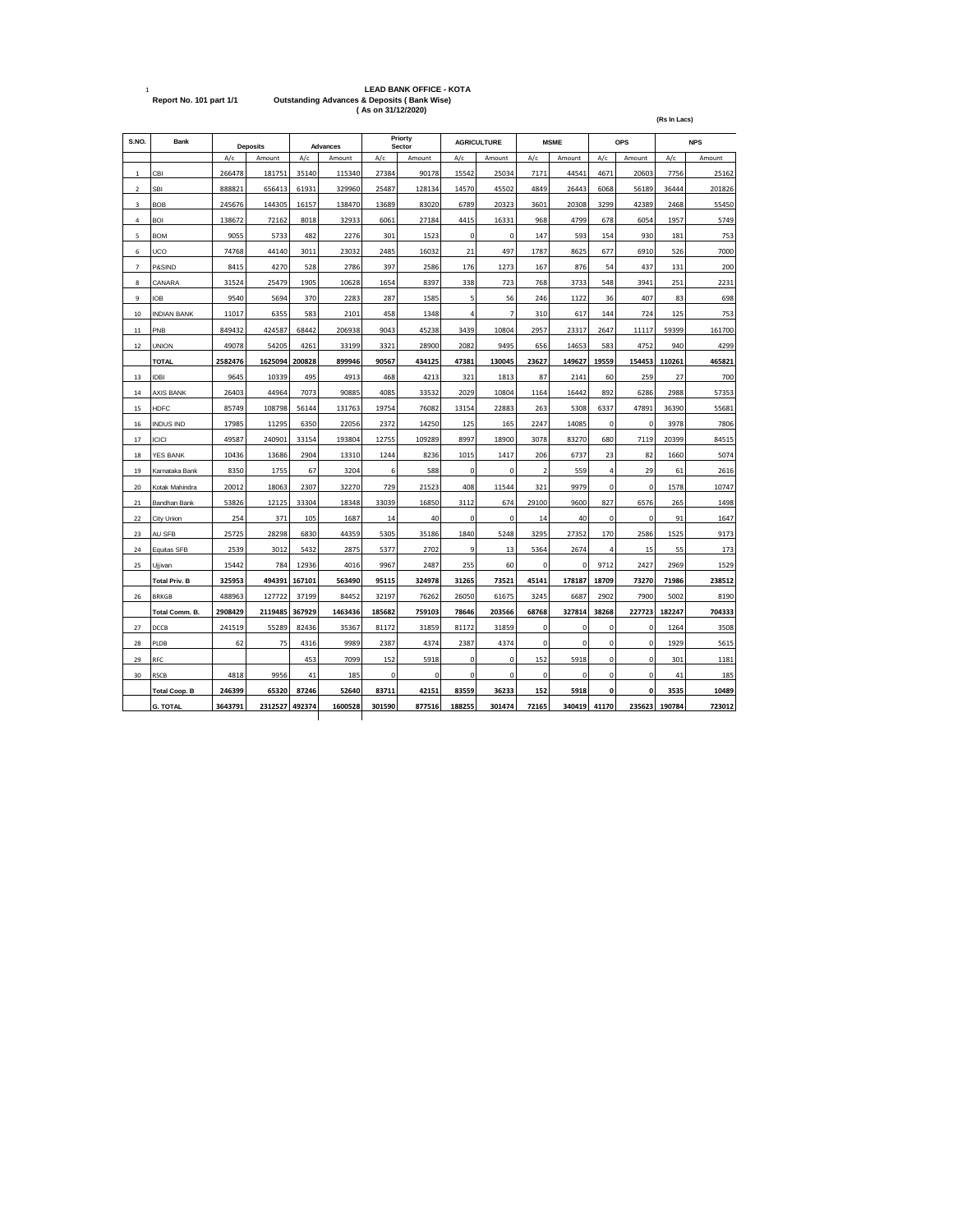**LEAD BANK OFFICE - KOTA**

**Report No. 101 part 1/1** **Outstanding Advances & Deposits ( Bank Wise)**

**( As on 31/12/2020)**

**(Rs In Lacs)**

| S.NO. | Bank | Deposits | | Advances | | Priorty Sector | | AGRICULTURE | | MSME | | OPS | | NPS | |
|---|---|---|---|---|---|---|---|---|---|---|---|---|---|---|---|
| | | A/c | Amount | A/c | Amount | A/c | Amount | A/c | Amount | A/c | Amount | A/c | Amount | A/c | Amount |
| 1 | CBI | 266478 | 181751 | 35140 | 115340 | 27384 | 90178 | 15542 | 25034 | 7171 | 44541 | 4671 | 20603 | 7756 | 25162 |
| 2 | SBI | 888821 | 656413 | 61931 | 329960 | 25487 | 128134 | 14570 | 45502 | 4849 | 26443 | 6068 | 56189 | 36444 | 201826 |
| 3 | BOB | 245676 | 144305 | 16157 | 138470 | 13689 | 83020 | 6789 | 20323 | 3601 | 20308 | 3299 | 42389 | 2468 | 55450 |
| 4 | BOI | 138672 | 72162 | 8018 | 32933 | 6061 | 27184 | 4415 | 16331 | 968 | 4799 | 678 | 6054 | 1957 | 5749 |
| 5 | BOM | 9055 | 5733 | 482 | 2276 | 301 | 1523 | 0 | 0 | 147 | 593 | 154 | 930 | 181 | 753 |
| 6 | UCO | 74768 | 44140 | 3011 | 23032 | 2485 | 16032 | 21 | 497 | 1787 | 8625 | 677 | 6910 | 526 | 7000 |
| 7 | P&SIND | 8415 | 4270 | 528 | 2786 | 397 | 2586 | 176 | 1273 | 167 | 876 | 54 | 437 | 131 | 200 |
| 8 | CANARA | 31524 | 25479 | 1905 | 10628 | 1654 | 8397 | 338 | 723 | 768 | 3733 | 548 | 3941 | 251 | 2231 |
| 9 | IOB | 9540 | 5694 | 370 | 2283 | 287 | 1585 | 5 | 56 | 246 | 1122 | 36 | 407 | 83 | 698 |
| 10 | INDIAN BANK | 11017 | 6355 | 583 | 2101 | 458 | 1348 | 4 | 7 | 310 | 617 | 144 | 724 | 125 | 753 |
| 11 | PNB | 849432 | 424587 | 68442 | 206938 | 9043 | 45238 | 3439 | 10804 | 2957 | 23317 | 2647 | 11117 | 59399 | 161700 |
| 12 | UNION | 49078 | 54205 | 4261 | 33199 | 3321 | 28900 | 2082 | 9495 | 656 | 14653 | 583 | 4752 | 940 | 4299 |
| | **TOTAL** | **2582476** | **1625094** | **200828** | **899946** | **90567** | **434125** | **47381** | **130045** | **23627** | **149627** | **19559** | **154453** | **110261** | **465821** |
| 13 | IDBI | 9645 | 10339 | 495 | 4913 | 468 | 4213 | 321 | 1813 | 87 | 2141 | 60 | 259 | 27 | 700 |
| 14 | AXIS BANK | 26403 | 44964 | 7073 | 90885 | 4085 | 33532 | 2029 | 10804 | 1164 | 16442 | 892 | 6286 | 2988 | 57353 |
| 15 | HDFC | 85749 | 108798 | 56144 | 131763 | 19754 | 76082 | 13154 | 22883 | 263 | 5308 | 6337 | 47891 | 36390 | 55681 |
| 16 | INDUS IND | 17985 | 11295 | 6350 | 22056 | 2372 | 14250 | 125 | 165 | 2247 | 14085 | 0 | 0 | 3978 | 7806 |
| 17 | ICICI | 49587 | 240901 | 33154 | 193804 | 12755 | 109289 | 8997 | 18900 | 3078 | 83270 | 680 | 7119 | 20399 | 84515 |
| 18 | YES BANK | 10436 | 13686 | 2904 | 13310 | 1244 | 8236 | 1015 | 1417 | 206 | 6737 | 23 | 82 | 1660 | 5074 |
| 19 | Karnataka Bank | 8350 | 1755 | 67 | 3204 | 6 | 588 | 0 | 0 | 2 | 559 | 4 | 29 | 61 | 2616 |
| 20 | Kotak Mahindra | 20012 | 18063 | 2307 | 32270 | 729 | 21523 | 408 | 11544 | 321 | 9979 | 0 | 0 | 1578 | 10747 |
| 21 | Bandhan Bank | 53826 | 12125 | 33304 | 18348 | 33039 | 16850 | 3112 | 674 | 29100 | 9600 | 827 | 6576 | 265 | 1498 |
| 22 | City Union | 254 | 371 | 105 | 1687 | 14 | 40 | 0 | 0 | 14 | 40 | 0 | 0 | 91 | 1647 |
| 23 | AU SFB | 25725 | 28298 | 6830 | 44359 | 5305 | 35186 | 1840 | 5248 | 3295 | 27352 | 170 | 2586 | 1525 | 9173 |
| 24 | Equitas SFB | 2539 | 3012 | 5432 | 2875 | 5377 | 2702 | 9 | 13 | 5364 | 2674 | 4 | 15 | 55 | 173 |
| 25 | Ujjivan | 15442 | 784 | 12936 | 4016 | 9967 | 2487 | 255 | 60 | 0 | 0 | 9712 | 2427 | 2969 | 1529 |
| | **Total Priv. B** | **325953** | **494391** | **167101** | **563490** | **95115** | **324978** | **31265** | **73521** | **45141** | **178187** | **18709** | **73270** | **71986** | **238512** |
| 26 | BRKGB | 488963 | 127722 | 37199 | 84452 | 32197 | 76262 | 26050 | 61675 | 3245 | 6687 | 2902 | 7900 | 5002 | 8190 |
| | **Total Comm. B.** | **2908429** | **2119485** | **367929** | **1463436** | **185682** | **759103** | **78646** | **203566** | **68768** | **327814** | **38268** | **227723** | **182247** | **704333** |
| 27 | DCCB | 241519 | 55289 | 82436 | 35367 | 81172 | 31859 | 81172 | 31859 | 0 | 0 | 0 | 0 | 1264 | 3508 |
| 28 | PLDB | 62 | 75 | 4316 | 9989 | 2387 | 4374 | 2387 | 4374 | 0 | 0 | 0 | 0 | 1929 | 5615 |
| 29 | RFC | | | 453 | 7099 | 152 | 5918 | 0 | 0 | 152 | 5918 | 0 | 0 | 301 | 1181 |
| 30 | RSCB | 4818 | 9956 | 41 | 185 | 0 | 0 | 0 | 0 | 0 | 0 | 0 | 0 | 41 | 185 |
| | **Total Coop. B** | **246399** | **65320** | **87246** | **52640** | **83711** | **42151** | **83559** | **36233** | **152** | **5918** | **0** | **0** | **3535** | **10489** |
| | **G. TOTAL** | **3643791** | **2312527** | **492374** | **1600528** | **301590** | **877516** | **188255** | **301474** | **72165** | **340419** | **41170** | **235623** | **190784** | **723012** |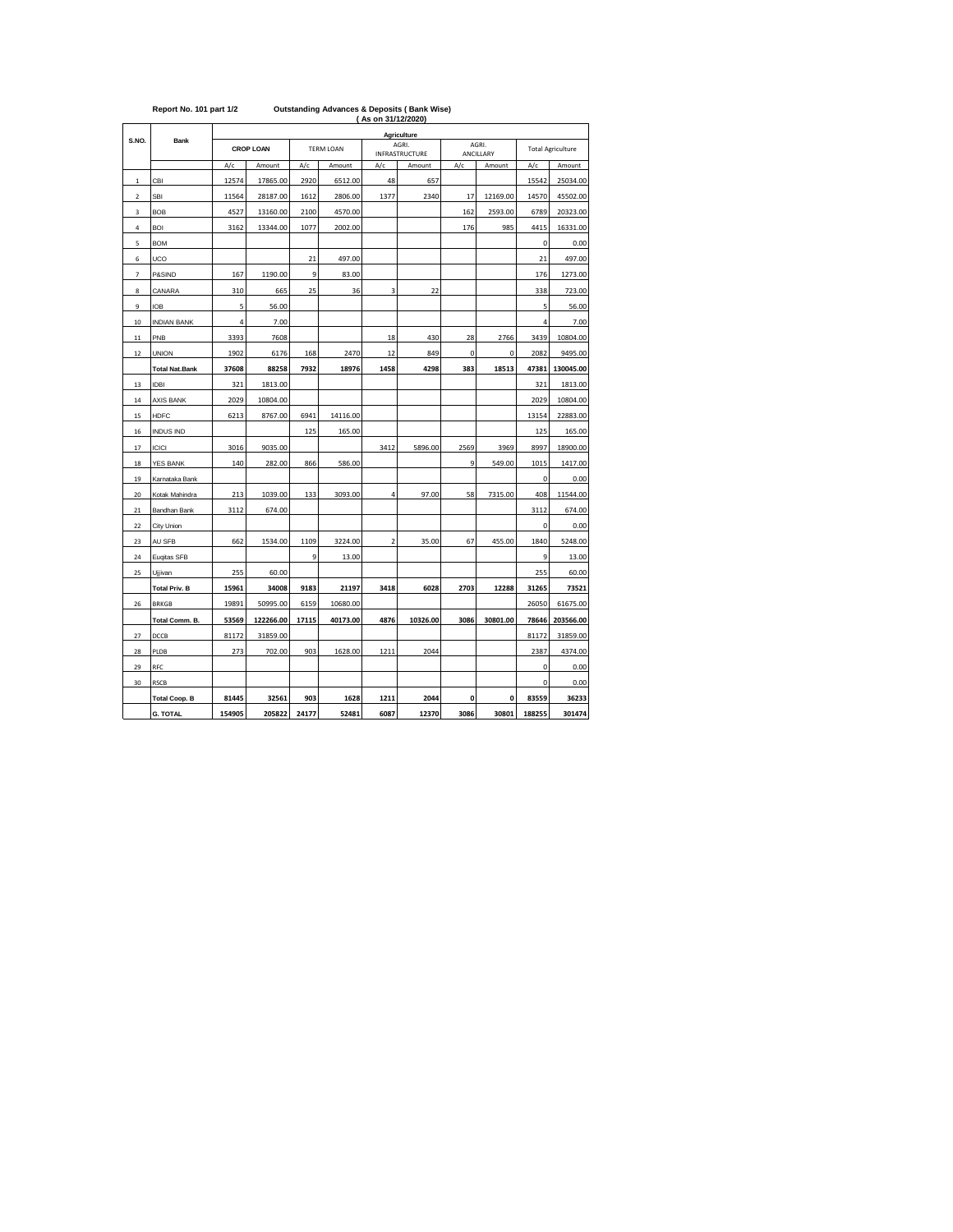Report No. 101 part 1/2 **Outstanding Advances & Deposits ( Bank Wise)**

**( As on 31/12/2020)**

| S.NO. | Bank | Agriculture | | | | | | | | | |
|---|---|---|---|---|---|---|---|---|---|---|---|
| | | CROP LOAN | | TERM LOAN | | AGRI. INFRASTRUCTURE | | AGRI. ANCILLARY | | Total Agriculture | |
| | | A/c | Amount | A/c | Amount | A/c | Amount | A/c | Amount | A/c | Amount |
| 1 | CBI | 12574 | 17865.00 | 2920 | 6512.00 | 48 | 657 | | | 15542 | 25034.00 |
| 2 | SBI | 11564 | 28187.00 | 1612 | 2806.00 | 1377 | 2340 | 17 | 12169.00 | 14570 | 45502.00 |
| 3 | BOB | 4527 | 13160.00 | 2100 | 4570.00 | | | 162 | 2593.00 | 6789 | 20323.00 |
| 4 | BOI | 3162 | 13344.00 | 1077 | 2002.00 | | | 176 | 985 | 4415 | 16331.00 |
| 5 | BOM | | | | | | | | | 0 | 0.00 |
| 6 | UCO | | | 21 | 497.00 | | | | | 21 | 497.00 |
| 7 | P&SIND | 167 | 1190.00 | 9 | 83.00 | | | | | 176 | 1273.00 |
| 8 | CANARA | 310 | 665 | 25 | 36 | 3 | 22 | | | 338 | 723.00 |
| 9 | IOB | 5 | 56.00 | | | | | | | 5 | 56.00 |
| 10 | INDIAN BANK | 4 | 7.00 | | | | | | | 4 | 7.00 |
| 11 | PNB | 3393 | 7608 | | | 18 | 430 | 28 | 2766 | 3439 | 10804.00 |
| 12 | UNION | 1902 | 6176 | 168 | 2470 | 12 | 849 | 0 | 0 | 2082 | 9495.00 |
| | **Total Nat.Bank** | **37608** | **88258** | **7932** | **18976** | **1458** | **4298** | **383** | **18513** | **47381** | **130045.00** |
| 13 | IDBI | 321 | 1813.00 | | | | | | | 321 | 1813.00 |
| 14 | AXIS BANK | 2029 | 10804.00 | | | | | | | 2029 | 10804.00 |
| 15 | HDFC | 6213 | 8767.00 | 6941 | 14116.00 | | | | | 13154 | 22883.00 |
| 16 | INDUS IND | | | 125 | 165.00 | | | | | 125 | 165.00 |
| 17 | ICICI | 3016 | 9035.00 | | | 3412 | 5896.00 | 2569 | 3969 | 8997 | 18900.00 |
| 18 | YES BANK | 140 | 282.00 | 866 | 586.00 | | | 9 | 549.00 | 1015 | 1417.00 |
| 19 | Karnataka Bank | | | | | | | | | 0 | 0.00 |
| 20 | Kotak Mahindra | 213 | 1039.00 | 133 | 3093.00 | 4 | 97.00 | 58 | 7315.00 | 408 | 11544.00 |
| 21 | Bandhan Bank | 3112 | 674.00 | | | | | | | 3112 | 674.00 |
| 22 | City Union | | | | | | | | | 0 | 0.00 |
| 23 | AU SFB | 662 | 1534.00 | 1109 | 3224.00 | 2 | 35.00 | 67 | 455.00 | 1840 | 5248.00 |
| 24 | Euqitas SFB | | | 9 | 13.00 | | | | | 9 | 13.00 |
| 25 | Ujjivan | 255 | 60.00 | | | | | | | 255 | 60.00 |
| | **Total Priv. B** | **15961** | **34008** | **9183** | **21197** | **3418** | **6028** | **2703** | **12288** | **31265** | **73521** |
| 26 | BRKGB | 19891 | 50995.00 | 6159 | 10680.00 | | | | | 26050 | 61675.00 |
| | **Total Comm. B.** | **53569** | **122266.00** | **17115** | **40173.00** | **4876** | **10326.00** | **3086** | **30801.00** | **78646** | **203566.00** |
| 27 | DCCB | 81172 | 31859.00 | | | | | | | 81172 | 31859.00 |
| 28 | PLDB | 273 | 702.00 | 903 | 1628.00 | 1211 | 2044 | | | 2387 | 4374.00 |
| 29 | RFC | | | | | | | | | 0 | 0.00 |
| 30 | RSCB | | | | | | | | | 0 | 0.00 |
| | **Total Coop. B** | **81445** | **32561** | **903** | **1628** | **1211** | **2044** | **0** | **0** | **83559** | **36233** |
| | **G. TOTAL** | **154905** | **205822** | **24177** | **52481** | **6087** | **12370** | **3086** | **30801** | **188255** | **301474** |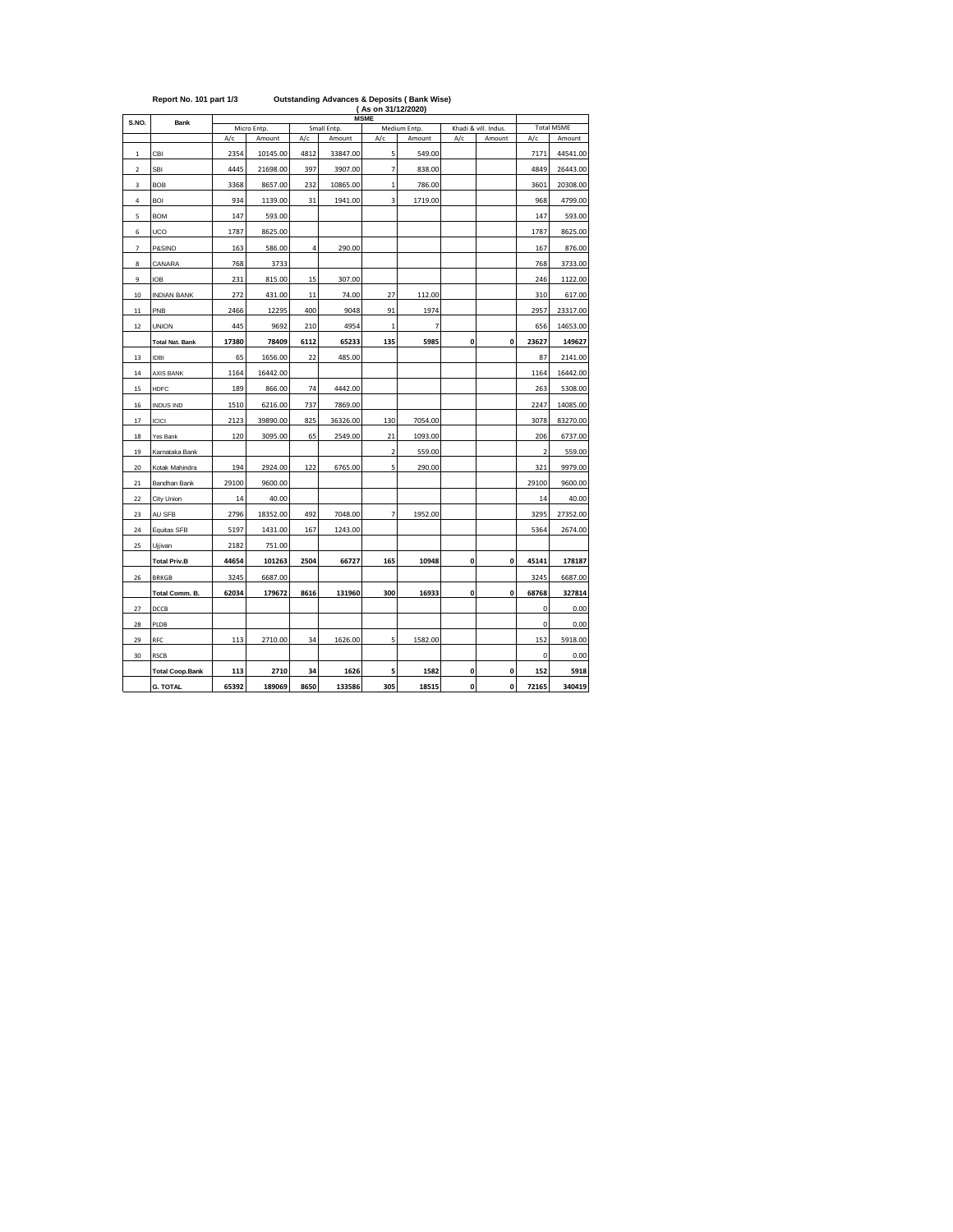**Report No. 101 part 1/3**

**Outstanding Advances & Deposits ( Bank Wise)**

**( As on 31/12/2020)**

| S.NO. | Bank | MSME | | | | | | | | | |
|---|---|---|---|---|---|---|---|---|---|---|---|
| | | Micro Entp. | | Small Entp. | | Medium Entp. | | Khadi & vill. Indus. | | Total MSME | |
| | | A/c | Amount | A/c | Amount | A/c | Amount | A/c | Amount | A/c | Amount |
| 1 | CBI | 2354 | 10145.00 | 4812 | 33847.00 | 5 | 549.00 | | | 7171 | 44541.00 |
| 2 | SBI | 4445 | 21698.00 | 397 | 3907.00 | 7 | 838.00 | | | 4849 | 26443.00 |
| 3 | BOB | 3368 | 8657.00 | 232 | 10865.00 | 1 | 786.00 | | | 3601 | 20308.00 |
| 4 | BOI | 934 | 1139.00 | 31 | 1941.00 | 3 | 1719.00 | | | 968 | 4799.00 |
| 5 | BOM | 147 | 593.00 | | | | | | | 147 | 593.00 |
| 6 | UCO | 1787 | 8625.00 | | | | | | | 1787 | 8625.00 |
| 7 | P&SIND | 163 | 586.00 | 4 | 290.00 | | | | | 167 | 876.00 |
| 8 | CANARA | 768 | 3733 | | | | | | | 768 | 3733.00 |
| 9 | IOB | 231 | 815.00 | 15 | 307.00 | | | | | 246 | 1122.00 |
| 10 | INDIAN BANK | 272 | 431.00 | 11 | 74.00 | 27 | 112.00 | | | 310 | 617.00 |
| 11 | PNB | 2466 | 12295 | 400 | 9048 | 91 | 1974 | | | 2957 | 23317.00 |
| 12 | UNION | 445 | 9692 | 210 | 4954 | 1 | 7 | | | 656 | 14653.00 |
| | **Total Nat. Bank** | **17380** | **78409** | **6112** | **65233** | **135** | **5985** | **0** | **0** | **23627** | **149627** |
| 13 | IDBI | 65 | 1656.00 | 22 | 485.00 | | | | | 87 | 2141.00 |
| 14 | AXIS BANK | 1164 | 16442.00 | | | | | | | 1164 | 16442.00 |
| 15 | HDFC | 189 | 866.00 | 74 | 4442.00 | | | | | 263 | 5308.00 |
| 16 | INDUS IND | 1510 | 6216.00 | 737 | 7869.00 | | | | | 2247 | 14085.00 |
| 17 | ICICI | 2123 | 39890.00 | 825 | 36326.00 | 130 | 7054.00 | | | 3078 | 83270.00 |
| 18 | Yes Bank | 120 | 3095.00 | 65 | 2549.00 | 21 | 1093.00 | | | 206 | 6737.00 |
| 19 | Karnataka Bank | | | | | 2 | 559.00 | | | 2 | 559.00 |
| 20 | Kotak Mahindra | 194 | 2924.00 | 122 | 6765.00 | 5 | 290.00 | | | 321 | 9979.00 |
| 21 | Bandhan Bank | 29100 | 9600.00 | | | | | | | 29100 | 9600.00 |
| 22 | City Union | 14 | 40.00 | | | | | | | 14 | 40.00 |
| 23 | AU SFB | 2796 | 18352.00 | 492 | 7048.00 | 7 | 1952.00 | | | 3295 | 27352.00 |
| 24 | Equitas SFB | 5197 | 1431.00 | 167 | 1243.00 | | | | | 5364 | 2674.00 |
| 25 | Ujjivan | 2182 | 751.00 | | | | | | | | |
| | **Total Priv.B** | **44654** | **101263** | **2504** | **66727** | **165** | **10948** | **0** | **0** | **45141** | **178187** |
| 26 | BRKGB | 3245 | 6687.00 | | | | | | | 3245 | 6687.00 |
| | **Total Comm. B.** | **62034** | **179672** | **8616** | **131960** | **300** | **16933** | **0** | **0** | **68768** | **327814** |
| 27 | DCCB | | | | | | | | | 0 | 0.00 |
| 28 | PLDB | | | | | | | | | 0 | 0.00 |
| 29 | RFC | 113 | 2710.00 | 34 | 1626.00 | 5 | 1582.00 | | | 152 | 5918.00 |
| 30 | RSCB | | | | | | | | | 0 | 0.00 |
| | **Total Coop.Bank** | **113** | **2710** | **34** | **1626** | **5** | **1582** | **0** | **0** | **152** | **5918** |
| | **G. TOTAL** | **65392** | **189069** | **8650** | **133586** | **305** | **18515** | **0** | **0** | **72165** | **340419** |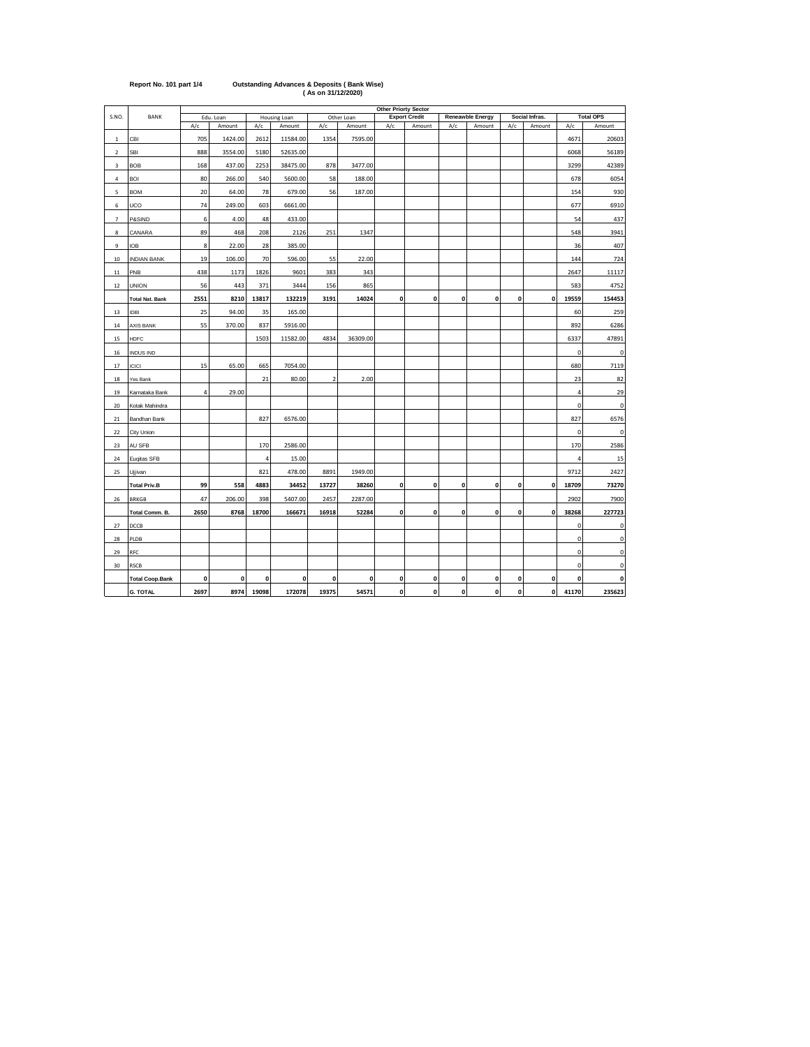**Report No. 101 part 1/4**

**Outstanding Advances & Deposits ( Bank Wise)**
**( As on 31/12/2020)**

| S.NO. | BANK | Other Priorty Sector | | | | | | | | | | | | | |
|---|---|---|---|---|---|---|---|---|---|---|---|---|---|---|---|
| | | Edu. Loan | | Housing Loan | | Other Loan | | Export Credit | | Reneawble Energy | | Social Infras. | | Total OPS | |
| | | A/c | Amount | A/c | Amount | A/c | Amount | A/c | Amount | A/c | Amount | A/c | Amount | A/c | Amount |
| 1 | CBI | 705 | 1424.00 | 2612 | 11584.00 | 1354 | 7595.00 | | | | | | | 4671 | 20603 |
| 2 | SBI | 888 | 3554.00 | 5180 | 52635.00 | | | | | | | | | 6068 | 56189 |
| 3 | BOB | 168 | 437.00 | 2253 | 38475.00 | 878 | 3477.00 | | | | | | | 3299 | 42389 |
| 4 | BOI | 80 | 266.00 | 540 | 5600.00 | 58 | 188.00 | | | | | | | 678 | 6054 |
| 5 | BOM | 20 | 64.00 | 78 | 679.00 | 56 | 187.00 | | | | | | | 154 | 930 |
| 6 | UCO | 74 | 249.00 | 603 | 6661.00 | | | | | | | | | 677 | 6910 |
| 7 | P&SIND | 6 | 4.00 | 48 | 433.00 | | | | | | | | | 54 | 437 |
| 8 | CANARA | 89 | 468 | 208 | 2126 | 251 | 1347 | | | | | | | 548 | 3941 |
| 9 | IOB | 8 | 22.00 | 28 | 385.00 | | | | | | | | | 36 | 407 |
| 10 | INDIAN BANK | 19 | 106.00 | 70 | 596.00 | 55 | 22.00 | | | | | | | 144 | 724 |
| 11 | PNB | 438 | 1173 | 1826 | 9601 | 383 | 343 | | | | | | | 2647 | 11117 |
| 12 | UNION | 56 | 443 | 371 | 3444 | 156 | 865 | | | | | | | 583 | 4752 |
| | **Total Nat. Bank** | **2551** | **8210** | **13817** | **132219** | **3191** | **14024** | **0** | **0** | **0** | **0** | **0** | **0** | **19559** | **154453** |
| 13 | IDBI | 25 | 94.00 | 35 | 165.00 | | | | | | | | | 60 | 259 |
| 14 | AXIS BANK | 55 | 370.00 | 837 | 5916.00 | | | | | | | | | 892 | 6286 |
| 15 | HDFC | | | 1503 | 11582.00 | 4834 | 36309.00 | | | | | | | 6337 | 47891 |
| 16 | INDUS IND | | | | | | | | | | | | | 0 | 0 |
| 17 | ICICI | 15 | 65.00 | 665 | 7054.00 | | | | | | | | | 680 | 7119 |
| 18 | Yes Bank | | | 21 | 80.00 | 2 | 2.00 | | | | | | | 23 | 82 |
| 19 | Karnataka Bank | 4 | 29.00 | | | | | | | | | | | 4 | 29 |
| 20 | Kotak Mahindra | | | | | | | | | | | | | 0 | 0 |
| 21 | Bandhan Bank | | | 827 | 6576.00 | | | | | | | | | 827 | 6576 |
| 22 | City Union | | | | | | | | | | | | | 0 | 0 |
| 23 | AU SFB | | | 170 | 2586.00 | | | | | | | | | 170 | 2586 |
| 24 | Euqitas SFB | | | 4 | 15.00 | | | | | | | | | 4 | 15 |
| 25 | Ujjivan | | | 821 | 478.00 | 8891 | 1949.00 | | | | | | | 9712 | 2427 |
| | **Total Priv.B** | **99** | **558** | **4883** | **34452** | **13727** | **38260** | **0** | **0** | **0** | **0** | **0** | **0** | **18709** | **73270** |
| 26 | BRKGB | 47 | 206.00 | 398 | 5407.00 | 2457 | 2287.00 | | | | | | | 2902 | 7900 |
| | **Total Comm. B.** | **2650** | **8768** | **18700** | **166671** | **16918** | **52284** | **0** | **0** | **0** | **0** | **0** | **0** | **38268** | **227723** |
| 27 | DCCB | | | | | | | | | | | | | 0 | 0 |
| 28 | PLDB | | | | | | | | | | | | | 0 | 0 |
| 29 | RFC | | | | | | | | | | | | | 0 | 0 |
| 30 | RSCB | | | | | | | | | | | | | 0 | 0 |
| | **Total Coop.Bank** | **0** | **0** | **0** | **0** | **0** | **0** | **0** | **0** | **0** | **0** | **0** | **0** | **0** | **0** |
| | **G. TOTAL** | **2697** | **8974** | **19098** | **172078** | **19375** | **54571** | **0** | **0** | **0** | **0** | **0** | **0** | **41170** | **235623** |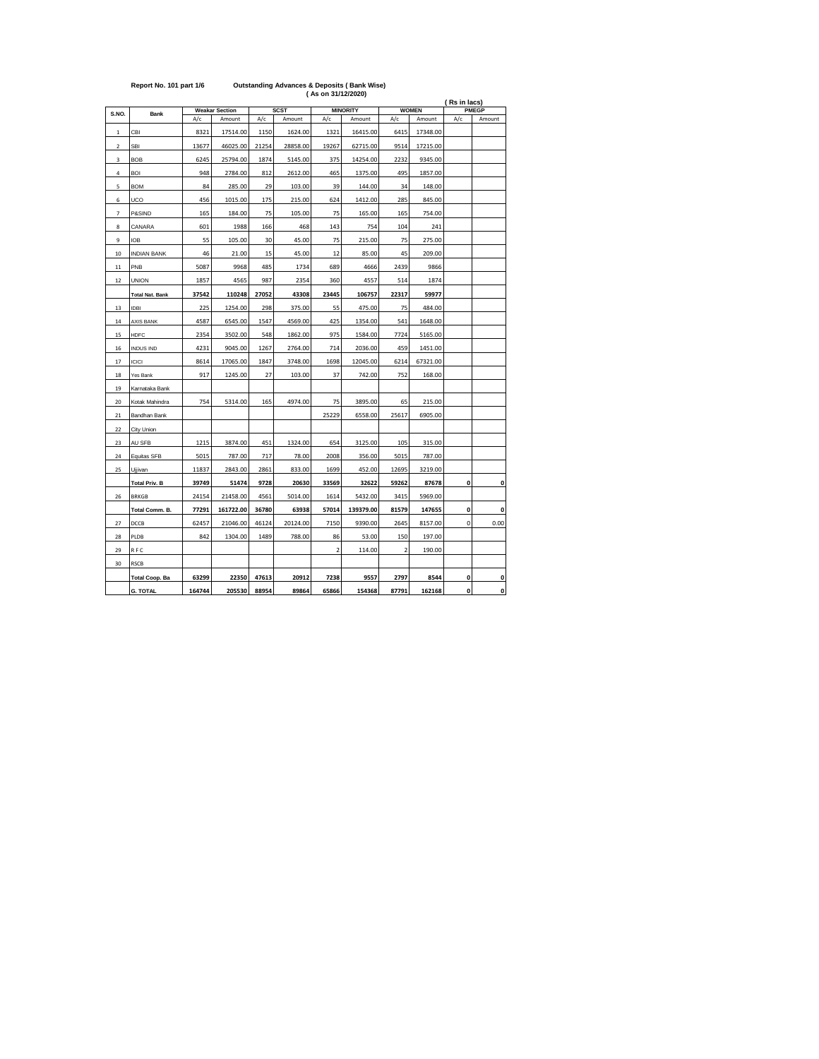**Report No. 101 part 1/6** **Outstanding Advances & Deposits ( Bank Wise)**

**( As on 31/12/2020)**

( Rs in lacs)

| S.NO. | Bank | Weakar Section | | SCST | | MINORITY | | WOMEN | | PMEGP | |
|---|---|---|---|---|---|---|---|---|---|---|---|
| | | A/c | Amount | A/c | Amount | A/c | Amount | A/c | Amount | A/c | Amount |
| 1 | CBI | 8321 | 17514.00 | 1150 | 1624.00 | 1321 | 16415.00 | 6415 | 17348.00 | | |
| 2 | SBI | 13677 | 46025.00 | 21254 | 28858.00 | 19267 | 62715.00 | 9514 | 17215.00 | | |
| 3 | BOB | 6245 | 25794.00 | 1874 | 5145.00 | 375 | 14254.00 | 2232 | 9345.00 | | |
| 4 | BOI | 948 | 2784.00 | 812 | 2612.00 | 465 | 1375.00 | 495 | 1857.00 | | |
| 5 | BOM | 84 | 285.00 | 29 | 103.00 | 39 | 144.00 | 34 | 148.00 | | |
| 6 | UCO | 456 | 1015.00 | 175 | 215.00 | 624 | 1412.00 | 285 | 845.00 | | |
| 7 | P&SIND | 165 | 184.00 | 75 | 105.00 | 75 | 165.00 | 165 | 754.00 | | |
| 8 | CANARA | 601 | 1988 | 166 | 468 | 143 | 754 | 104 | 241 | | |
| 9 | IOB | 55 | 105.00 | 30 | 45.00 | 75 | 215.00 | 75 | 275.00 | | |
| 10 | INDIAN BANK | 46 | 21.00 | 15 | 45.00 | 12 | 85.00 | 45 | 209.00 | | |
| 11 | PNB | 5087 | 9968 | 485 | 1734 | 689 | 4666 | 2439 | 9866 | | |
| 12 | UNION | 1857 | 4565 | 987 | 2354 | 360 | 4557 | 514 | 1874 | | |
| | **Total Nat. Bank** | **37542** | **110248** | **27052** | **43308** | **23445** | **106757** | **22317** | **59977** | | |
| 13 | IDBI | 225 | 1254.00 | 298 | 375.00 | 55 | 475.00 | 75 | 484.00 | | |
| 14 | AXIS BANK | 4587 | 6545.00 | 1547 | 4569.00 | 425 | 1354.00 | 541 | 1648.00 | | |
| 15 | HDFC | 2354 | 3502.00 | 548 | 1862.00 | 975 | 1584.00 | 7724 | 5165.00 | | |
| 16 | INDUS IND | 4231 | 9045.00 | 1267 | 2764.00 | 714 | 2036.00 | 459 | 1451.00 | | |
| 17 | ICICI | 8614 | 17065.00 | 1847 | 3748.00 | 1698 | 12045.00 | 6214 | 67321.00 | | |
| 18 | Yes Bank | 917 | 1245.00 | 27 | 103.00 | 37 | 742.00 | 752 | 168.00 | | |
| 19 | Karnataka Bank | | | | | | | | | | |
| 20 | Kotak Mahindra | 754 | 5314.00 | 165 | 4974.00 | 75 | 3895.00 | 65 | 215.00 | | |
| 21 | Bandhan Bank | | | | | 25229 | 6558.00 | 25617 | 6905.00 | | |
| 22 | City Union | | | | | | | | | | |
| 23 | AU SFB | 1215 | 3874.00 | 451 | 1324.00 | 654 | 3125.00 | 105 | 315.00 | | |
| 24 | Equitas SFB | 5015 | 787.00 | 717 | 78.00 | 2008 | 356.00 | 5015 | 787.00 | | |
| 25 | Ujjivan | 11837 | 2843.00 | 2861 | 833.00 | 1699 | 452.00 | 12695 | 3219.00 | | |
| | **Total Priv. B** | **39749** | **51474** | **9728** | **20630** | **33569** | **32622** | **59262** | **87678** | **0** | **0** |
| 26 | BRKGB | 24154 | 21458.00 | 4561 | 5014.00 | 1614 | 5432.00 | 3415 | 5969.00 | | |
| | **Total Comm. B.** | **77291** | **161722.00** | **36780** | **63938** | **57014** | **139379.00** | **81579** | **147655** | **0** | **0** |
| 27 | DCCB | 62457 | 21046.00 | 46124 | 20124.00 | 7150 | 9390.00 | 2645 | 8157.00 | 0 | 0.00 |
| 28 | PLDB | 842 | 1304.00 | 1489 | 788.00 | 86 | 53.00 | 150 | 197.00 | | |
| 29 | R F C | | | | | 2 | 114.00 | 2 | 190.00 | | |
| 30 | RSCB | | | | | | | | | | |
| | **Total Coop. Ba** | **63299** | **22350** | **47613** | **20912** | **7238** | **9557** | **2797** | **8544** | **0** | **0** |
| | **G. TOTAL** | **164744** | **205530** | **88954** | **89864** | **65866** | **154368** | **87791** | **162168** | **0** | **0** |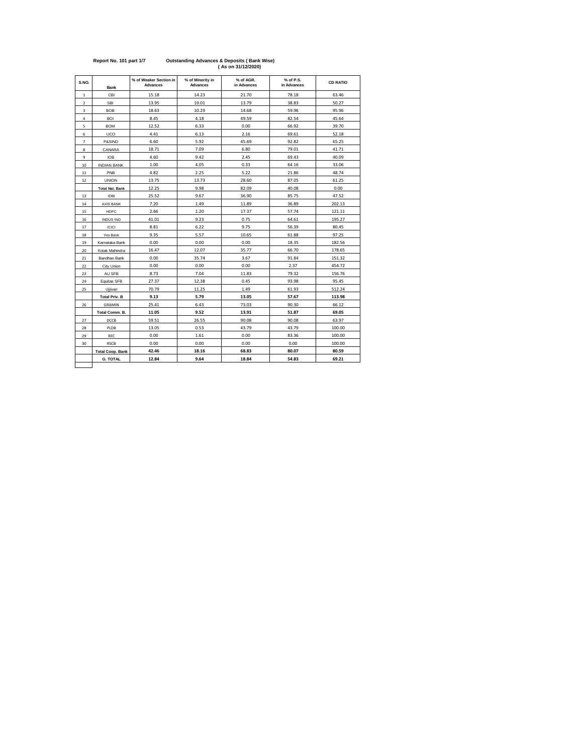**Report No. 101 part 1/7** **Outstanding Advances & Deposits ( Bank Wise)**
**( As on 31/12/2020)**

| S.NO. | Bank | % of Weaker Section in Advances | % of Minority in Advances | % of AGR. in Advances | % of P.S. in Advances | CD RATIO |
|---|---|---|---|---|---|---|
| 1 | CBI | 15.18 | 14.23 | 21.70 | 78.18 | 63.46 |
| 2 | SBI | 13.95 | 19.01 | 13.79 | 38.83 | 50.27 |
| 3 | BOB | 18.63 | 10.29 | 14.68 | 59.96 | 95.96 |
| 4 | BOI | 8.45 | 4.18 | 49.59 | 82.54 | 45.64 |
| 5 | BOM | 12.52 | 6.33 | 0.00 | 66.92 | 39.70 |
| 6 | UCO | 4.41 | 6.13 | 2.16 | 69.61 | 52.18 |
| 7 | P&SIND | 6.60 | 5.92 | 45.69 | 92.82 | 65.25 |
| 8 | CANARA | 18.71 | 7.09 | 6.80 | 79.01 | 41.71 |
| 9 | IOB | 4.60 | 9.42 | 2.45 | 69.43 | 40.09 |
| 10 | INDIAN BANK | 1.00 | 4.05 | 0.33 | 64.16 | 33.06 |
| 11 | PNB | 4.82 | 2.25 | 5.22 | 21.86 | 48.74 |
| 12 | UNION | 13.75 | 13.73 | 28.60 | 87.05 | 61.25 |
| | **Total Nat. Bank** | 12.25 | 9.98 | 82.09 | 40.08 | 0.00 |
| 13 | IDBI | 25.52 | 9.67 | 36.90 | 85.75 | 47.52 |
| 14 | AXIS BANK | 7.20 | 1.49 | 11.89 | 36.89 | 202.13 |
| 15 | HDFC | 2.66 | 1.20 | 17.37 | 57.74 | 121.11 |
| 16 | INDUS IND | 41.01 | 9.23 | 0.75 | 64.61 | 195.27 |
| 17 | ICICI | 8.81 | 6.22 | 9.75 | 56.39 | 80.45 |
| 18 | Yes Bank | 9.35 | 5.57 | 10.65 | 61.88 | 97.25 |
| 19 | Karnataka Bank | 0.00 | 0.00 | 0.00 | 18.35 | 182.56 |
| 20 | Kotak Mahindra | 16.47 | 12.07 | 35.77 | 66.70 | 178.65 |
| 21 | Bandhan Bank | 0.00 | 35.74 | 3.67 | 91.84 | 151.32 |
| 22 | City Union | 0.00 | 0.00 | 0.00 | 2.37 | 454.72 |
| 23 | AU SFB | 8.73 | 7.04 | 11.83 | 79.32 | 156.76 |
| 24 | Equitas SFB | 27.37 | 12.38 | 0.45 | 93.98 | 95.45 |
| 25 | Ujjivan | 70.79 | 11.25 | 1.49 | 61.93 | 512.24 |
| | **Total Priv. B** | **9.13** | **5.79** | **13.05** | **57.67** | **113.98** |
| 26 | GRAMIN | 25.41 | 6.43 | 73.03 | 90.30 | 66.12 |
| | **Total Comm. B.** | **11.05** | **9.52** | **13.91** | **51.87** | **69.05** |
| 27 | DCCB | 59.51 | 26.55 | 90.08 | 90.08 | 63.97 |
| 28 | PLDB | 13.05 | 0.53 | 43.79 | 43.79 | 100.00 |
| 29 | RFC | 0.00 | 1.61 | 0.00 | 83.36 | 100.00 |
| 30 | RSCB | 0.00 | 0.00 | 0.00 | 0.00 | 100.00 |
| | **Total Coop. Bank** | **42.46** | **18.16** | **68.83** | **80.07** | **80.59** |
| | **G. TOTAL** | **12.84** | **9.64** | **18.84** | **54.83** | **69.21** |